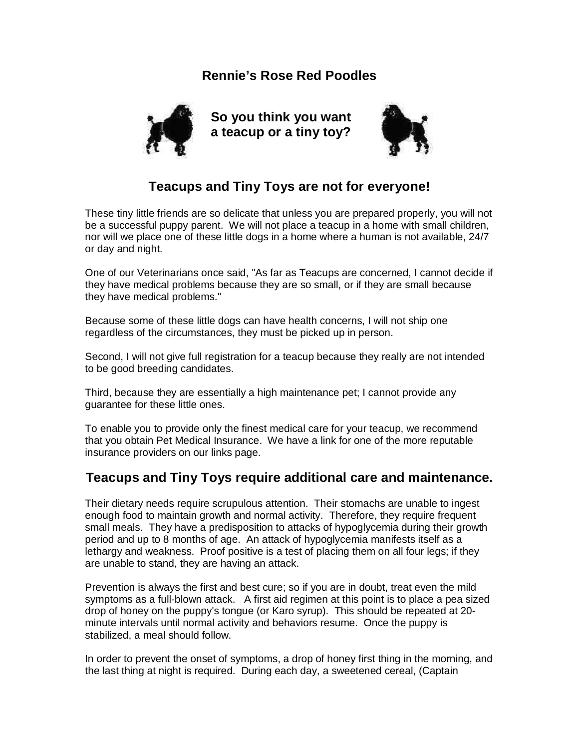# Rennie's Rose Red Poodles

**So you think you want a teacup or a tiny toy?**

## Teacups and Tiny Toys are not for everyone!

These tiny little friends are so delicate that unless you are prepared properly, you will not be a successful puppy parent. We will not place a teacup in a home with small children, nor will we place one of these little dogs in a home where a human is not available, 24/7 or day and night.

One of our Veterinarians once said, "As far as Teacups are concerned, I cannot decide if they have medical problems because they are so small, or if they are small because they have medical problems."

Because some of these little dogs can have health concerns, I will not ship one regardless of the circumstances, they must be picked up in person.

Second, I will not give full registration for a teacup because they really are not intended to be good breeding candidates.

Third, because they are essentially a high maintenance pet; I cannot provide any guarantee for these little ones.

To enable you to provide only the finest medical care for your teacup, we recommend that you obtain Pet Medical Insurance. We have a link for one of the more reputable insurance providers on our links page.

## Teacups and Tiny Toys require additional care and maintenance.

Their dietary needs require scrupulous attention. Their stomachs are unable to ingest enough food to maintain growth and normal activity. Therefore, they require frequent small meals. They have a predisposition to attacks of hypoglycemia during their growth period and up to 8 months of age. An attack of hypoglycemia manifests itself as a lethargy and weakness. Proof positive is a test of placing them on all four legs; if they are unable to stand, they are having an attack.

Prevention is always the first and best cure; so if you are in doubt, treat even the mild symptoms as a full-blown attack. A first aid regimen at this point is to place a pea sized drop of honey on the puppy's tongue (or Karo syrup). This should be repeated at 20-minute intervals until normal activity and behaviors resume. Once the puppy is stabilized, a meal should follow.

In order to prevent the onset of symptoms, a drop of honey first thing in the morning, and the last thing at night is required. During each day, a sweetened cereal, (Captain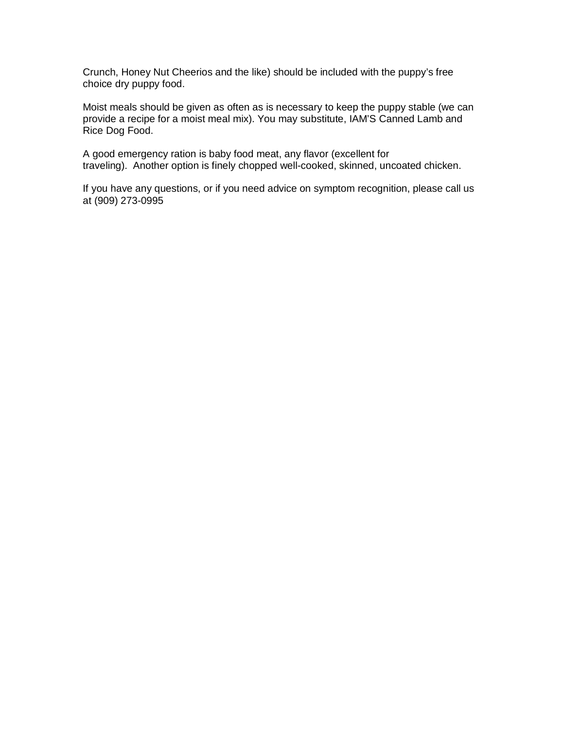Crunch, Honey Nut Cheerios and the like) should be included with the puppy's free choice dry puppy food.

Moist meals should be given as often as is necessary to keep the puppy stable (we can provide a recipe for a moist meal mix). You may substitute, IAM'S Canned Lamb and Rice Dog Food.

A good emergency ration is baby food meat, any flavor (excellent for traveling). Another option is finely chopped well-cooked, skinned, uncoated chicken.

If you have any questions, or if you need advice on symptom recognition, please call us at (909) 273-0995